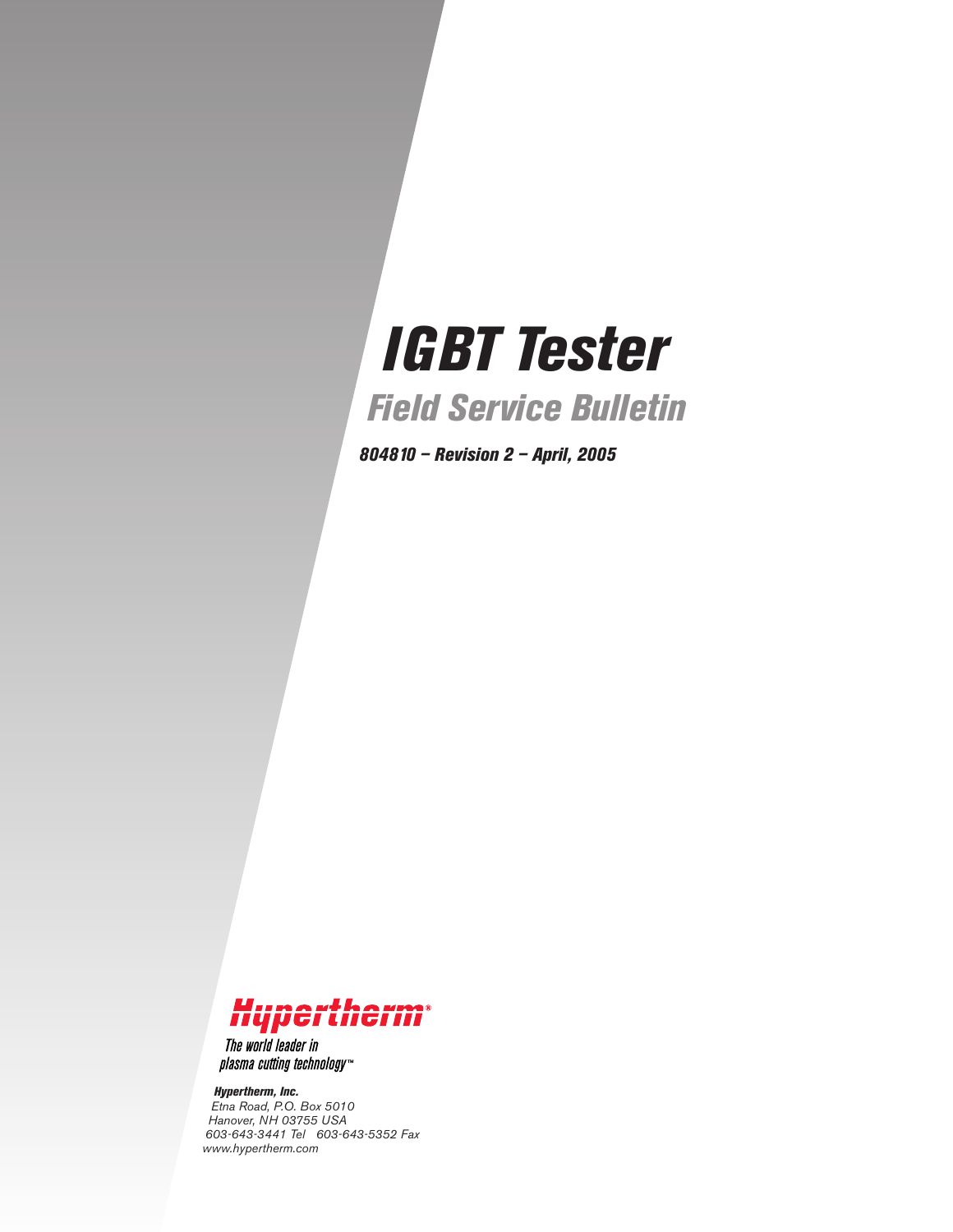# IGBT Tester

## Field Service Bulletin

***804810 – Revision 2 – April, 2005***

Hypertherm®

*The world leader in plasma cutting technology™*

***Hypertherm, Inc.***
*Etna Road, P.O. Box 5010*
*Hanover, NH 03755 USA*
*603-643-3441 Tel 603-643-5352 Fax*
*www.hypertherm.com*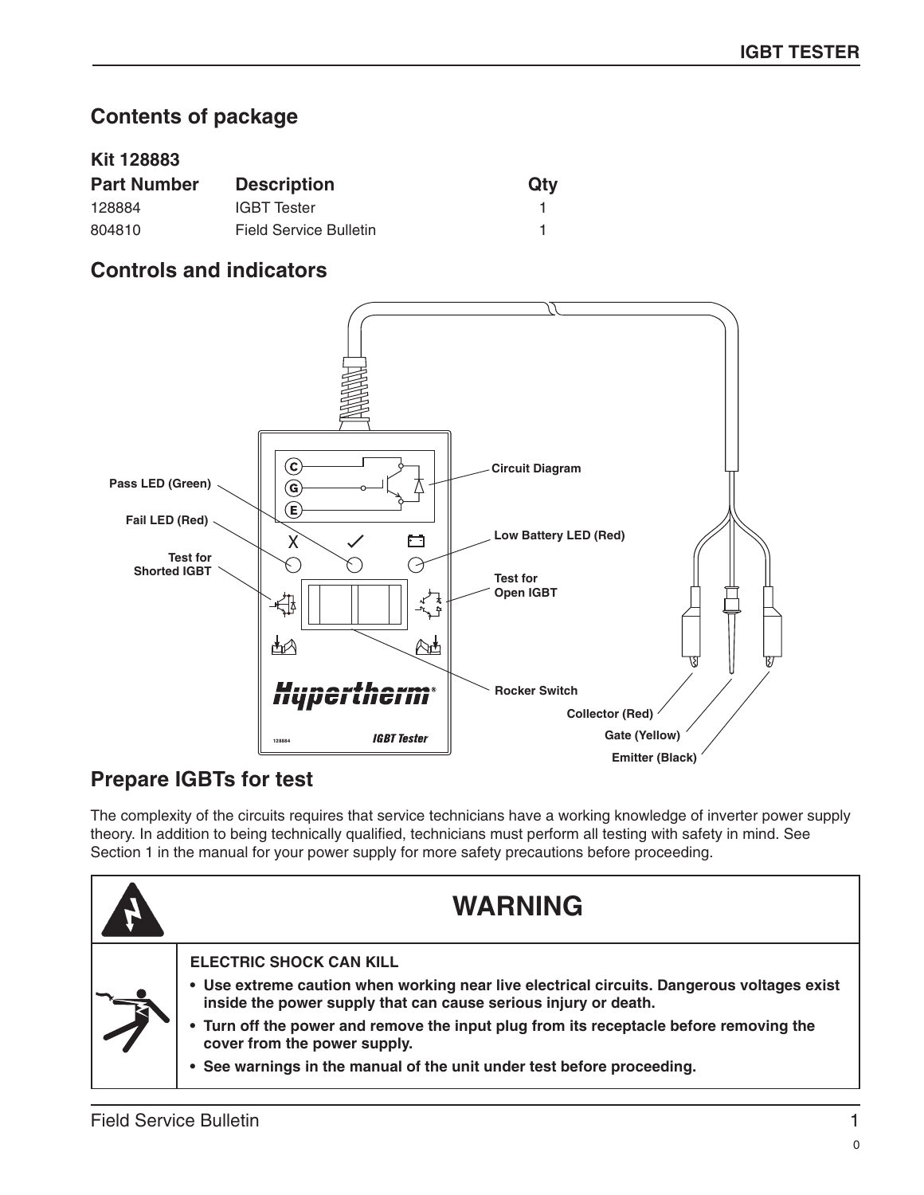## Contents of package

**Kit 128883**

| Part Number | Description | Qty |
|---|---|---|
| 128884 | IGBT Tester | 1 |
| 804810 | Field Service Bulletin | 1 |

## Controls and indicators

Pass LED (Green)

Fail LED (Red)

Test for Shorted IGBT

Circuit Diagram

Low Battery LED (Red)

Test for Open IGBT

Rocker Switch

Collector (Red)

Gate (Yellow)

Emitter (Black)

## Prepare IGBTs for test

The complexity of the circuits requires that service technicians have a working knowledge of inverter power supply theory. In addition to being technically qualified, technicians must perform all testing with safety in mind. See Section 1 in the manual for your power supply for more safety precautions before proceeding.

### WARNING

**ELECTRIC SHOCK CAN KILL**

- **Use extreme caution when working near live electrical circuits. Dangerous voltages exist inside the power supply that can cause serious injury or death.**
- **Turn off the power and remove the input plug from its receptacle before removing the cover from the power supply.**
- **See warnings in the manual of the unit under test before proceeding.**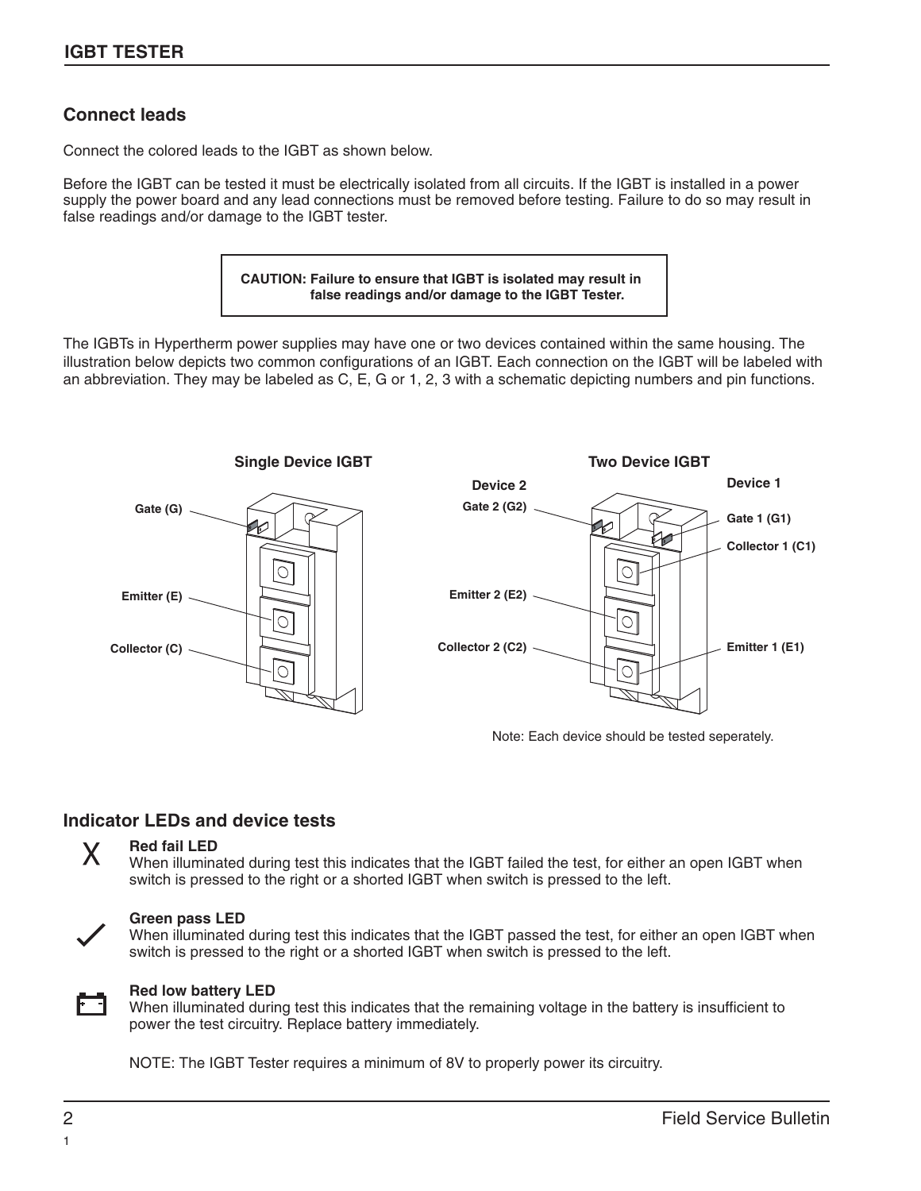## Connect leads

Connect the colored leads to the IGBT as shown below.

Before the IGBT can be tested it must be electrically isolated from all circuits. If the IGBT is installed in a power supply the power board and any lead connections must be removed before testing. Failure to do so may result in false readings and/or damage to the IGBT tester.

**CAUTION: Failure to ensure that IGBT is isolated may result in false readings and/or damage to the IGBT Tester.**

The IGBTs in Hypertherm power supplies may have one or two devices contained within the same housing. The illustration below depicts two common configurations of an IGBT. Each connection on the IGBT will be labeled with an abbreviation. They may be labeled as C, E, G or 1, 2, 3 with a schematic depicting numbers and pin functions.

**Single Device IGBT**

Gate (G)

Emitter (E)

Collector (C)

**Two Device IGBT**

**Device 2**

Gate 2 (G2)

Emitter 2 (E2)

Collector 2 (C2)

**Device 1**

Gate 1 (G1)

Collector 1 (C1)

Emitter 1 (E1)

Note: Each device should be tested seperately.

## Indicator LEDs and device tests

**Red fail LED**
When illuminated during test this indicates that the IGBT failed the test, for either an open IGBT when switch is pressed to the right or a shorted IGBT when switch is pressed to the left.

**Green pass LED**
When illuminated during test this indicates that the IGBT passed the test, for either an open IGBT when switch is pressed to the right or a shorted IGBT when switch is pressed to the left.

**Red low battery LED**
When illuminated during test this indicates that the remaining voltage in the battery is insufficient to power the test circuitry. Replace battery immediately.

NOTE: The IGBT Tester requires a minimum of 8V to properly power its circuitry.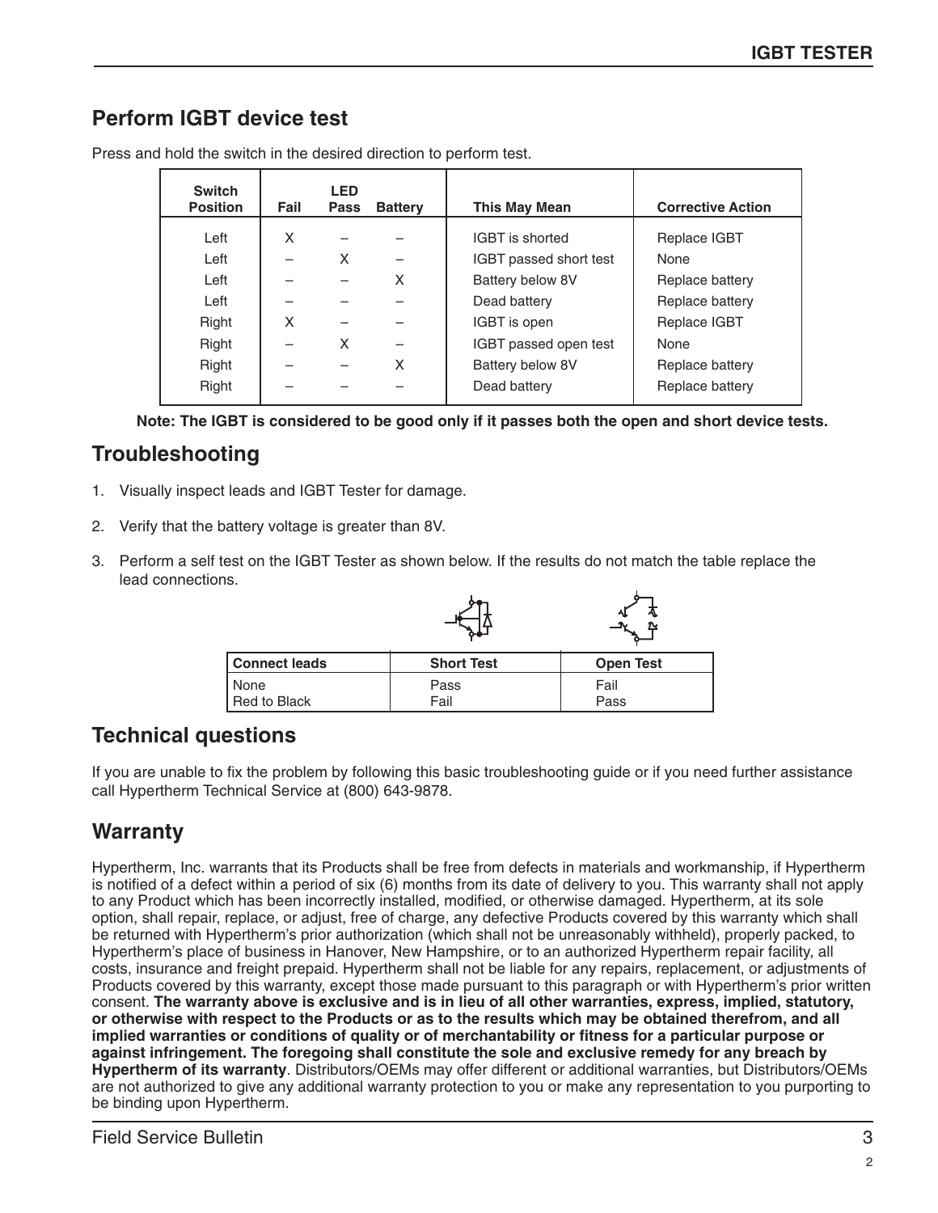## Perform IGBT device test

Press and hold the switch in the desired direction to perform test.

| Switch Position | LED Fail | LED Pass | LED Battery | This May Mean | Corrective Action |
|---|---|---|---|---|---|
| Left | X | – | – | IGBT is shorted | Replace IGBT |
| Left | – | X | – | IGBT passed short test | None |
| Left | – | – | X | Battery below 8V | Replace battery |
| Left | – | – | – | Dead battery | Replace battery |
| Right | X | – | – | IGBT is open | Replace IGBT |
| Right | – | X | – | IGBT passed open test | None |
| Right | – | – | X | Battery below 8V | Replace battery |
| Right | – | – | – | Dead battery | Replace battery |

**Note: The IGBT is considered to be good only if it passes both the open and short device tests.**

## Troubleshooting

1. Visually inspect leads and IGBT Tester for damage.
2. Verify that the battery voltage is greater than 8V.
3. Perform a self test on the IGBT Tester as shown below. If the results do not match the table replace the lead connections.

| Connect leads | Short Test | Open Test |
|---|---|---|
| None | Pass | Fail |
| Red to Black | Fail | Pass |

## Technical questions

If you are unable to fix the problem by following this basic troubleshooting guide or if you need further assistance call Hypertherm Technical Service at (800) 643-9878.

## Warranty

Hypertherm, Inc. warrants that its Products shall be free from defects in materials and workmanship, if Hypertherm is notified of a defect within a period of six (6) months from its date of delivery to you. This warranty shall not apply to any Product which has been incorrectly installed, modified, or otherwise damaged. Hypertherm, at its sole option, shall repair, replace, or adjust, free of charge, any defective Products covered by this warranty which shall be returned with Hypertherm's prior authorization (which shall not be unreasonably withheld), properly packed, to Hypertherm's place of business in Hanover, New Hampshire, or to an authorized Hypertherm repair facility, all costs, insurance and freight prepaid. Hypertherm shall not be liable for any repairs, replacement, or adjustments of Products covered by this warranty, except those made pursuant to this paragraph or with Hypertherm's prior written consent. **The warranty above is exclusive and is in lieu of all other warranties, express, implied, statutory, or otherwise with respect to the Products or as to the results which may be obtained therefrom, and all implied warranties or conditions of quality or of merchantability or fitness for a particular purpose or against infringement. The foregoing shall constitute the sole and exclusive remedy for any breach by Hypertherm of its warranty**. Distributors/OEMs may offer different or additional warranties, but Distributors/OEMs are not authorized to give any additional warranty protection to you or make any representation to you purporting to be binding upon Hypertherm.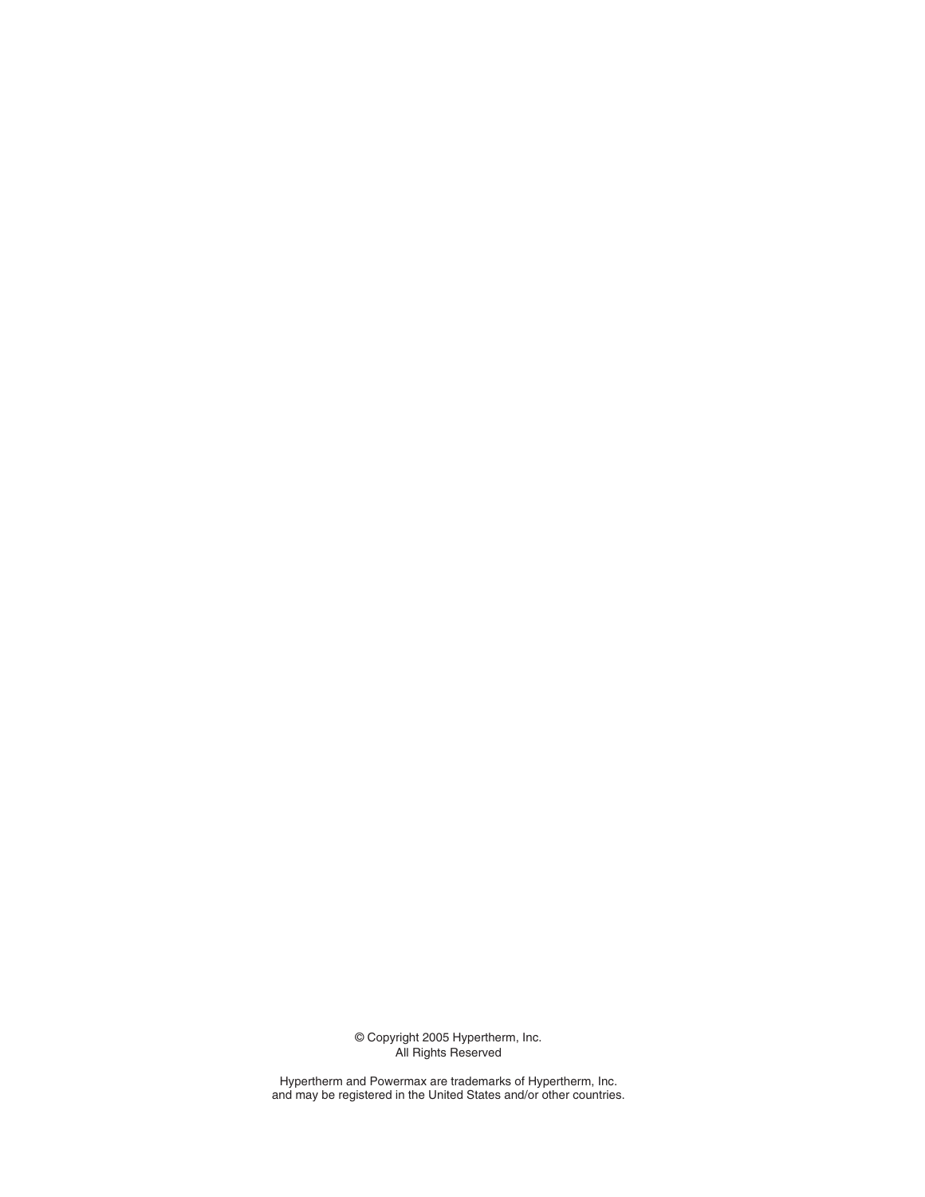© Copyright 2005 Hypertherm, Inc.
All Rights Reserved

Hypertherm and Powermax are trademarks of Hypertherm, Inc.
and may be registered in the United States and/or other countries.